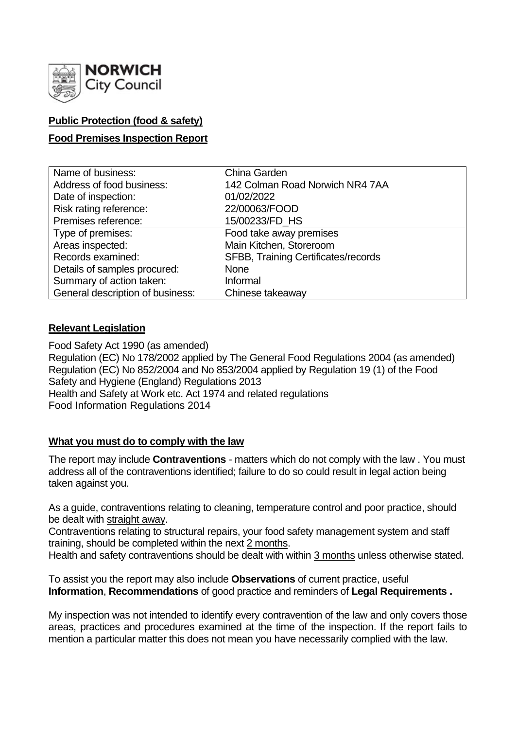**Public Protection (food & safety)**

**Food Premises Inspection Report**

| Name of business: | China Garden |
| --- | --- |
| Address of food business: | 142 Colman Road Norwich NR4 7AA |
| Date of inspection: | 01/02/2022 |
| Risk rating reference: | 22/00063/FOOD |
| Premises reference: | 15/00233/FD_HS |
| Type of premises: | Food take away premises |
| Areas inspected: | Main Kitchen, Storeroom |
| Records examined: | SFBB, Training Certificates/records |
| Details of samples procured: | None |
| Summary of action taken: | Informal |
| General description of business: | Chinese takeaway |

**Relevant Legislation**

Food Safety Act 1990 (as amended)
Regulation (EC) No 178/2002 applied by The General Food Regulations 2004 (as amended)
Regulation (EC) No 852/2004 and No 853/2004 applied by Regulation 19 (1) of the Food Safety and Hygiene (England) Regulations 2013
Health and Safety at Work etc. Act 1974 and related regulations
Food Information Regulations 2014

**What you must do to comply with the law**

The report may include **Contraventions** - matters which do not comply with the law . You must address all of the contraventions identified; failure to do so could result in legal action being taken against you.

As a guide, contraventions relating to cleaning, temperature control and poor practice, should be dealt with straight away.
Contraventions relating to structural repairs, your food safety management system and staff training, should be completed within the next 2 months.
Health and safety contraventions should be dealt with within 3 months unless otherwise stated.

To assist you the report may also include **Observations** of current practice, useful **Information**, **Recommendations** of good practice and reminders of **Legal Requirements .**

My inspection was not intended to identify every contravention of the law and only covers those areas, practices and procedures examined at the time of the inspection. If the report fails to mention a particular matter this does not mean you have necessarily complied with the law.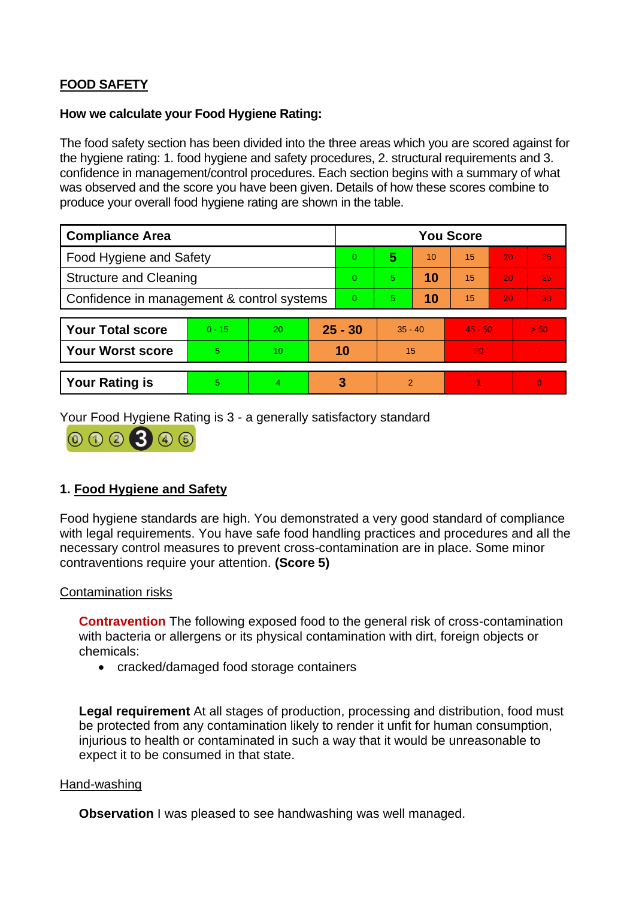## FOOD SAFETY

**How we calculate your Food Hygiene Rating:**

The food safety section has been divided into the three areas which you are scored against for the hygiene rating: 1. food hygiene and safety procedures, 2. structural requirements and 3. confidence in management/control procedures. Each section begins with a summary of what was observed and the score you have been given. Details of how these scores combine to produce your overall food hygiene rating are shown in the table.

| Compliance Area | You Score | | | | | |
|---|---|---|---|---|---|---|
| Food Hygiene and Safety | 0 | **5** | 10 | 15 | 20 | 25 |
| Structure and Cleaning | 0 | 5 | **10** | 15 | 20 | 25 |
| Confidence in management & control systems | 0 | 5 | **10** | 15 | 20 | 30 |

| | | | | | | |
|---|---|---|---|---|---|---|
| **Your Total score** | 0 - 15 | 20 | **25 - 30** | 35 - 40 | 45 - 50 | > 50 |
| **Your Worst score** | 5 | 10 | **10** | 15 | 20 | - |

| | | | | | | |
|---|---|---|---|---|---|---|
| **Your Rating is** | 5 | 4 | **3** | 2 | 1 | 0 |

Your Food Hygiene Rating is 3 - a generally satisfactory standard

### 1. Food Hygiene and Safety

Food hygiene standards are high. You demonstrated a very good standard of compliance with legal requirements. You have safe food handling practices and procedures and all the necessary control measures to prevent cross-contamination are in place. Some minor contraventions require your attention. **(Score 5)**

Contamination risks

**Contravention** The following exposed food to the general risk of cross-contamination with bacteria or allergens or its physical contamination with dirt, foreign objects or chemicals:

- cracked/damaged food storage containers

**Legal requirement** At all stages of production, processing and distribution, food must be protected from any contamination likely to render it unfit for human consumption, injurious to health or contaminated in such a way that it would be unreasonable to expect it to be consumed in that state.

Hand-washing

**Observation** I was pleased to see handwashing was well managed.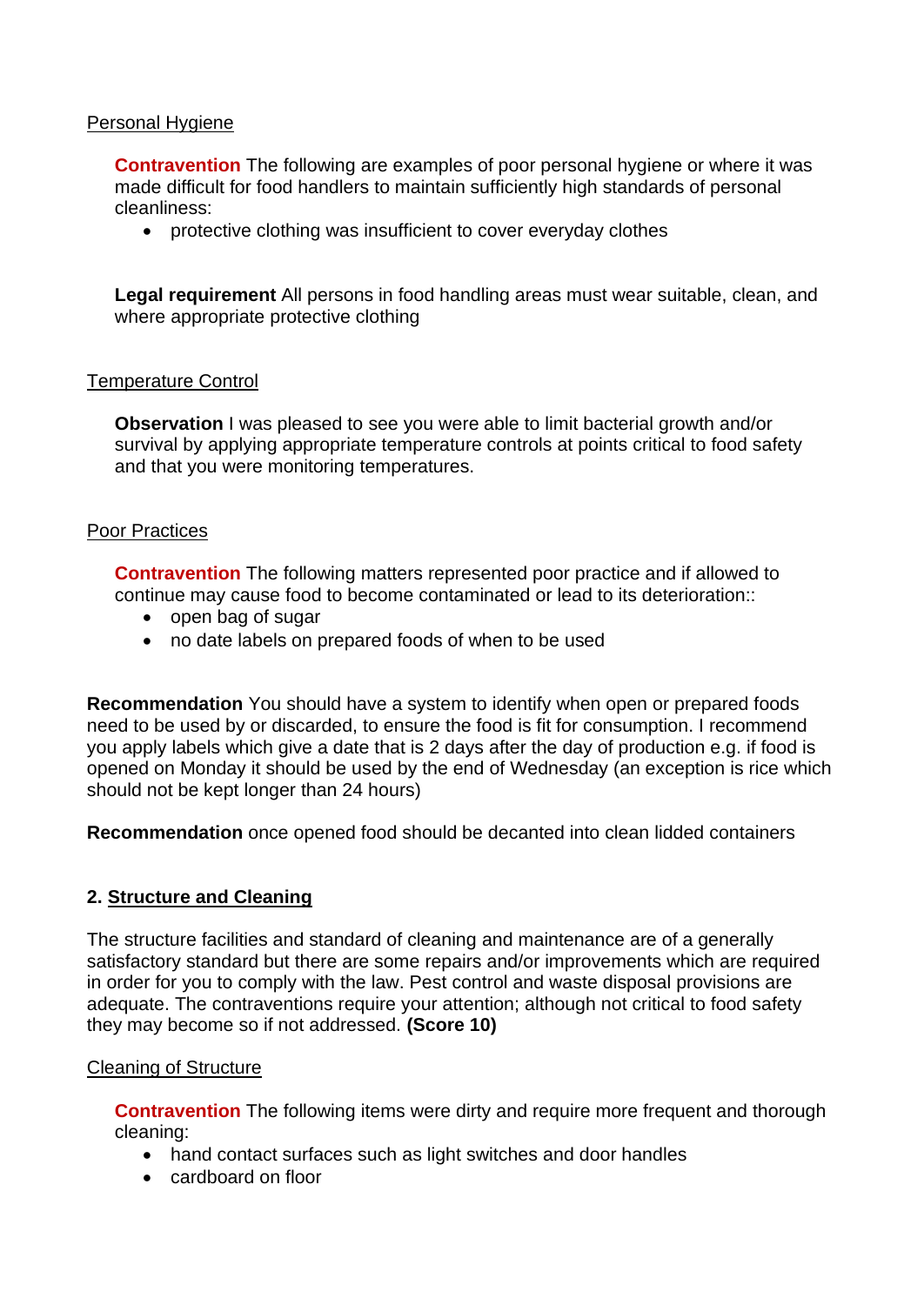Personal Hygiene

**Contravention** The following are examples of poor personal hygiene or where it was made difficult for food handlers to maintain sufficiently high standards of personal cleanliness:

- protective clothing was insufficient to cover everyday clothes

**Legal requirement** All persons in food handling areas must wear suitable, clean, and where appropriate protective clothing

Temperature Control

**Observation** I was pleased to see you were able to limit bacterial growth and/or survival by applying appropriate temperature controls at points critical to food safety and that you were monitoring temperatures.

Poor Practices

**Contravention** The following matters represented poor practice and if allowed to continue may cause food to become contaminated or lead to its deterioration::

- open bag of sugar
- no date labels on prepared foods of when to be used

**Recommendation** You should have a system to identify when open or prepared foods need to be used by or discarded, to ensure the food is fit for consumption. I recommend you apply labels which give a date that is 2 days after the day of production e.g. if food is opened on Monday it should be used by the end of Wednesday (an exception is rice which should not be kept longer than 24 hours)

**Recommendation** once opened food should be decanted into clean lidded containers

## 2. Structure and Cleaning

The structure facilities and standard of cleaning and maintenance are of a generally satisfactory standard but there are some repairs and/or improvements which are required in order for you to comply with the law. Pest control and waste disposal provisions are adequate. The contraventions require your attention; although not critical to food safety they may become so if not addressed. **(Score 10)**

Cleaning of Structure

**Contravention** The following items were dirty and require more frequent and thorough cleaning:

- hand contact surfaces such as light switches and door handles
- cardboard on floor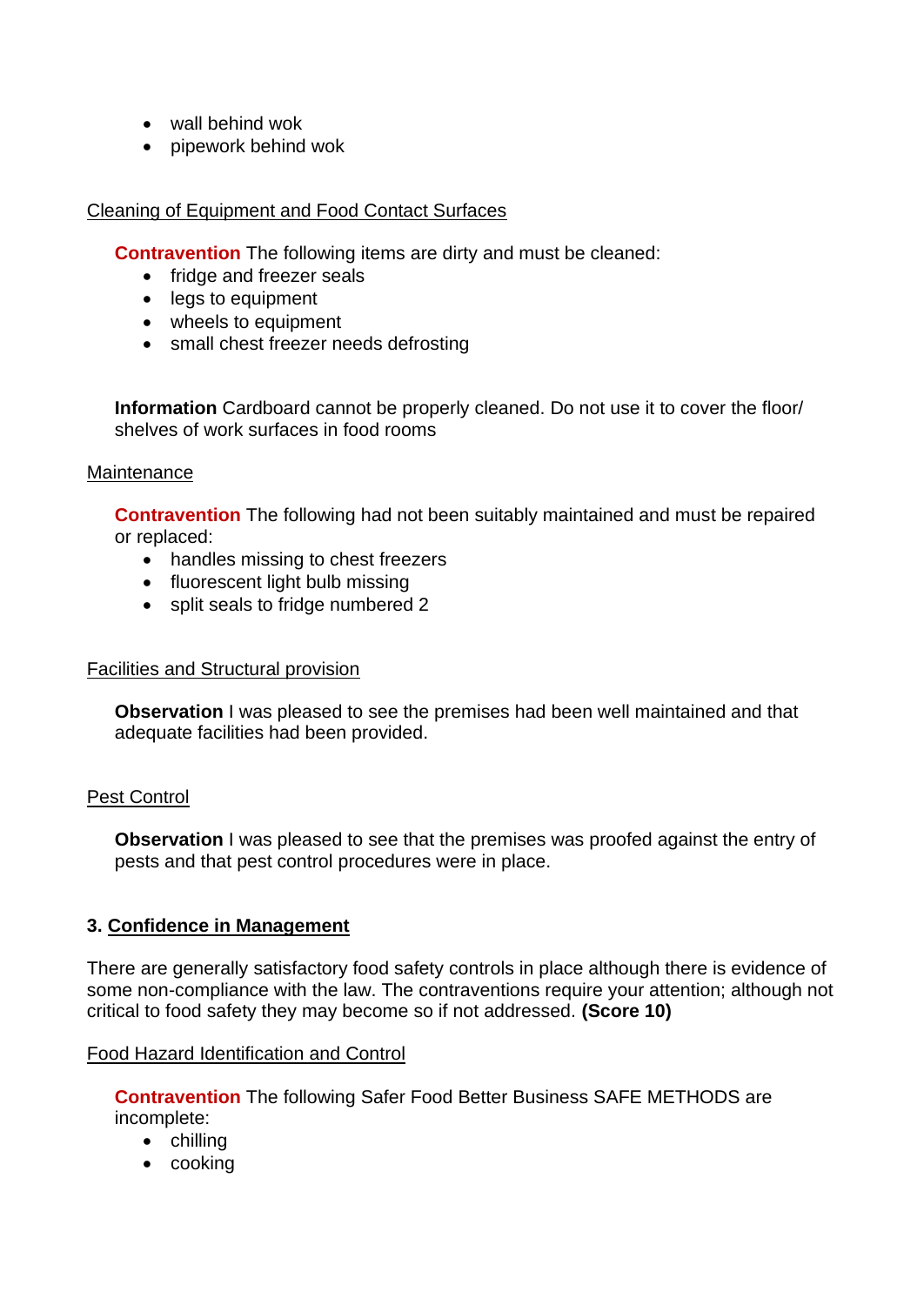- wall behind wok
- pipework behind wok

Cleaning of Equipment and Food Contact Surfaces

**Contravention** The following items are dirty and must be cleaned:

- fridge and freezer seals
- legs to equipment
- wheels to equipment
- small chest freezer needs defrosting

**Information** Cardboard cannot be properly cleaned. Do not use it to cover the floor/ shelves of work surfaces in food rooms

Maintenance

**Contravention** The following had not been suitably maintained and must be repaired or replaced:

- handles missing to chest freezers
- fluorescent light bulb missing
- split seals to fridge numbered 2

Facilities and Structural provision

**Observation** I was pleased to see the premises had been well maintained and that adequate facilities had been provided.

Pest Control

**Observation** I was pleased to see that the premises was proofed against the entry of pests and that pest control procedures were in place.

## 3. Confidence in Management

There are generally satisfactory food safety controls in place although there is evidence of some non-compliance with the law. The contraventions require your attention; although not critical to food safety they may become so if not addressed. **(Score 10)**

Food Hazard Identification and Control

**Contravention** The following Safer Food Better Business SAFE METHODS are incomplete:

- chilling
- cooking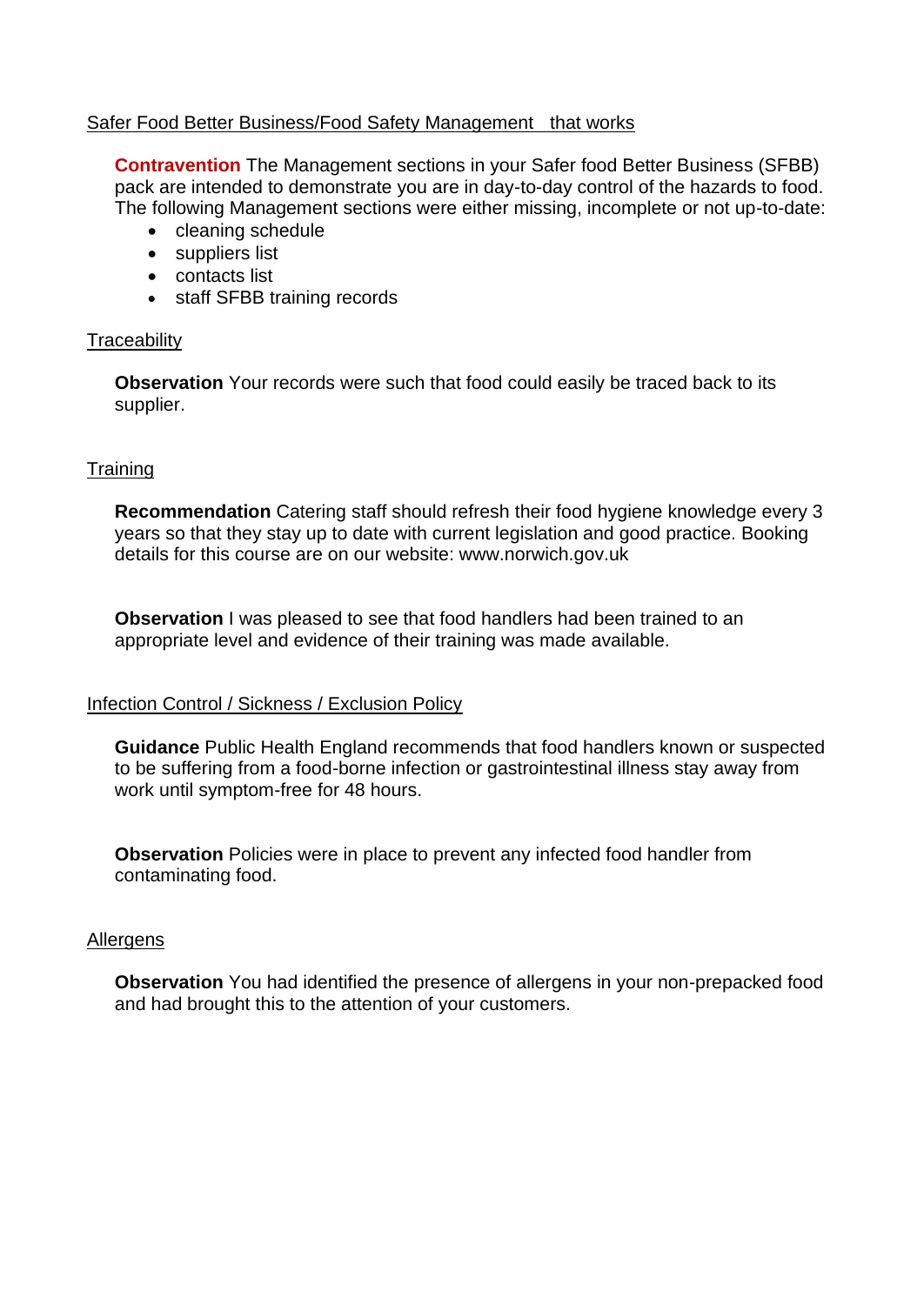Safer Food Better Business/Food Safety Management that works

**Contravention** The Management sections in your Safer food Better Business (SFBB) pack are intended to demonstrate you are in day-to-day control of the hazards to food. The following Management sections were either missing, incomplete or not up-to-date:

- cleaning schedule
- suppliers list
- contacts list
- staff SFBB training records

Traceability

**Observation** Your records were such that food could easily be traced back to its supplier.

Training

**Recommendation** Catering staff should refresh their food hygiene knowledge every 3 years so that they stay up to date with current legislation and good practice. Booking details for this course are on our website: www.norwich.gov.uk

**Observation** I was pleased to see that food handlers had been trained to an appropriate level and evidence of their training was made available.

Infection Control / Sickness / Exclusion Policy

**Guidance** Public Health England recommends that food handlers known or suspected to be suffering from a food-borne infection or gastrointestinal illness stay away from work until symptom-free for 48 hours.

**Observation** Policies were in place to prevent any infected food handler from contaminating food.

Allergens

**Observation** You had identified the presence of allergens in your non-prepacked food and had brought this to the attention of your customers.